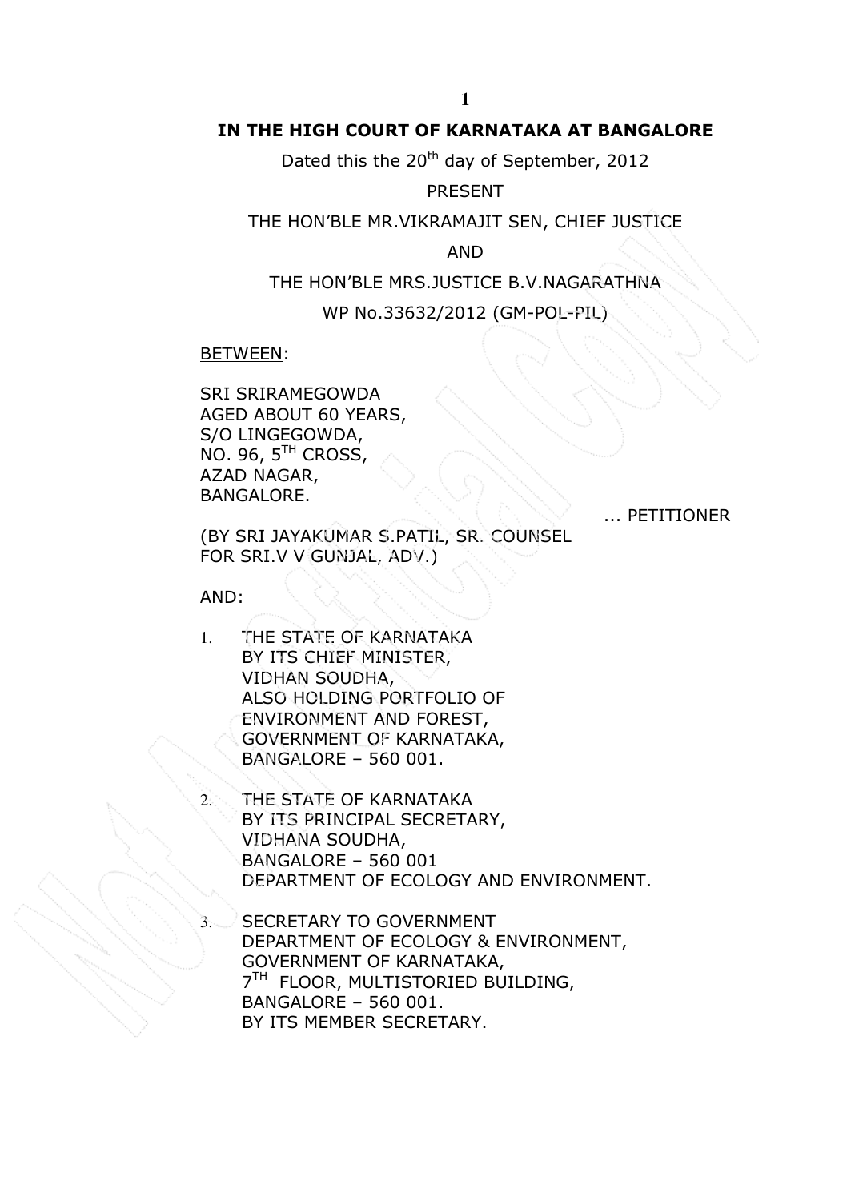**IN THE HIGH COURT OF KARNATAKA AT BANGALORE**

Dated this the 20th day of September, 2012

PRESENT

THE HON'BLE MR.VIKRAMAJIT SEN, CHIEF JUSTICE

AND

THE HON'BLE MRS.JUSTICE B.V.NAGARATHNA

WP No.33632/2012 (GM-POL-PIL)

BETWEEN:

SRI SRIRAMEGOWDA
AGED ABOUT 60 YEARS,
S/O LINGEGOWDA,
NO. 96, 5TH CROSS,
AZAD NAGAR,
BANGALORE.

... PETITIONER

(BY SRI JAYAKUMAR S.PATIL, SR. COUNSEL
FOR SRI.V V GUNJAL, ADV.)

AND:

1. THE STATE OF KARNATAKA
   BY ITS CHIEF MINISTER,
   VIDHAN SOUDHA,
   ALSO HOLDING PORTFOLIO OF
   ENVIRONMENT AND FOREST,
   GOVERNMENT OF KARNATAKA,
   BANGALORE – 560 001.

2. THE STATE OF KARNATAKA
   BY ITS PRINCIPAL SECRETARY,
   VIDHANA SOUDHA,
   BANGALORE – 560 001
   DEPARTMENT OF ECOLOGY AND ENVIRONMENT.

3. SECRETARY TO GOVERNMENT
   DEPARTMENT OF ECOLOGY & ENVIRONMENT,
   GOVERNMENT OF KARNATAKA,
   7TH FLOOR, MULTISTORIED BUILDING,
   BANGALORE – 560 001.
   BY ITS MEMBER SECRETARY.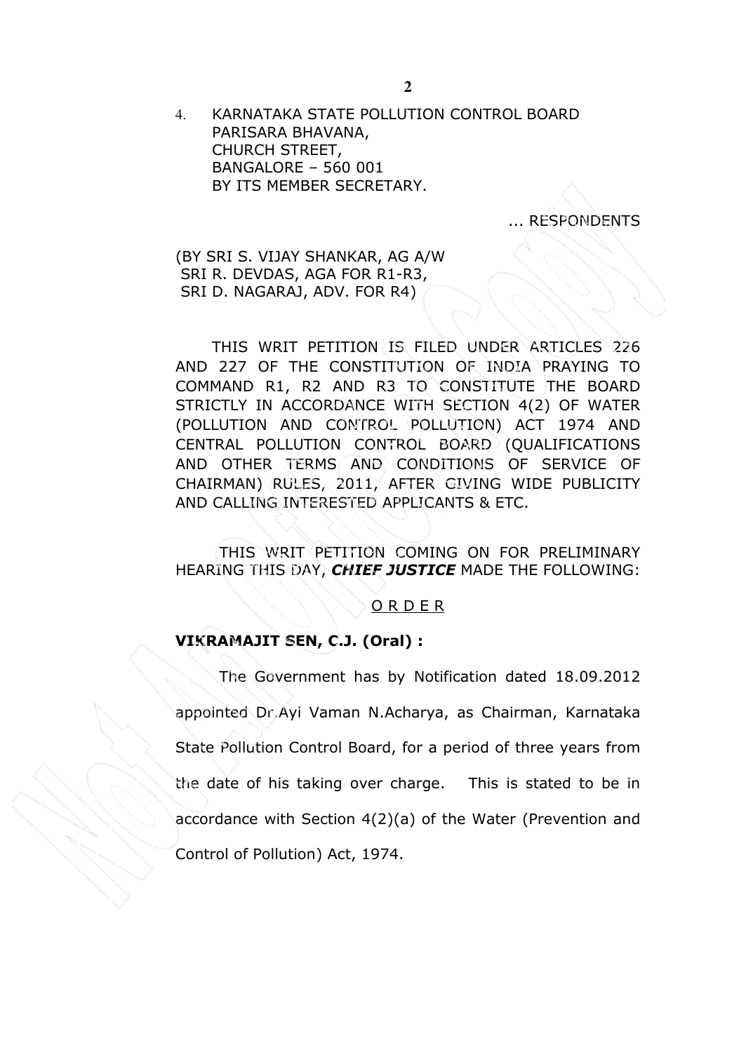4. KARNATAKA STATE POLLUTION CONTROL BOARD
PARISARA BHAVANA,
CHURCH STREET,
BANGALORE – 560 001
BY ITS MEMBER SECRETARY.

... RESPONDENTS

(BY SRI S. VIJAY SHANKAR, AG A/W
SRI R. DEVDAS, AGA FOR R1-R3,
SRI D. NAGARAJ, ADV. FOR R4)

THIS WRIT PETITION IS FILED UNDER ARTICLES 226 AND 227 OF THE CONSTITUTION OF INDIA PRAYING TO COMMAND R1, R2 AND R3 TO CONSTITUTE THE BOARD STRICTLY IN ACCORDANCE WITH SECTION 4(2) OF WATER (POLLUTION AND CONTROL POLLUTION) ACT 1974 AND CENTRAL POLLUTION CONTROL BOARD (QUALIFICATIONS AND OTHER TERMS AND CONDITIONS OF SERVICE OF CHAIRMAN) RULES, 2011, AFTER GIVING WIDE PUBLICITY AND CALLING INTERESTED APPLICANTS & ETC.

THIS WRIT PETITION COMING ON FOR PRELIMINARY HEARING THIS DAY, ***CHIEF JUSTICE*** MADE THE FOLLOWING:

O R D E R

**VIKRAMAJIT SEN, C.J. (Oral) :**

The Government has by Notification dated 18.09.2012 appointed Dr.Ayi Vaman N.Acharya, as Chairman, Karnataka State Pollution Control Board, for a period of three years from the date of his taking over charge. This is stated to be in accordance with Section 4(2)(a) of the Water (Prevention and Control of Pollution) Act, 1974.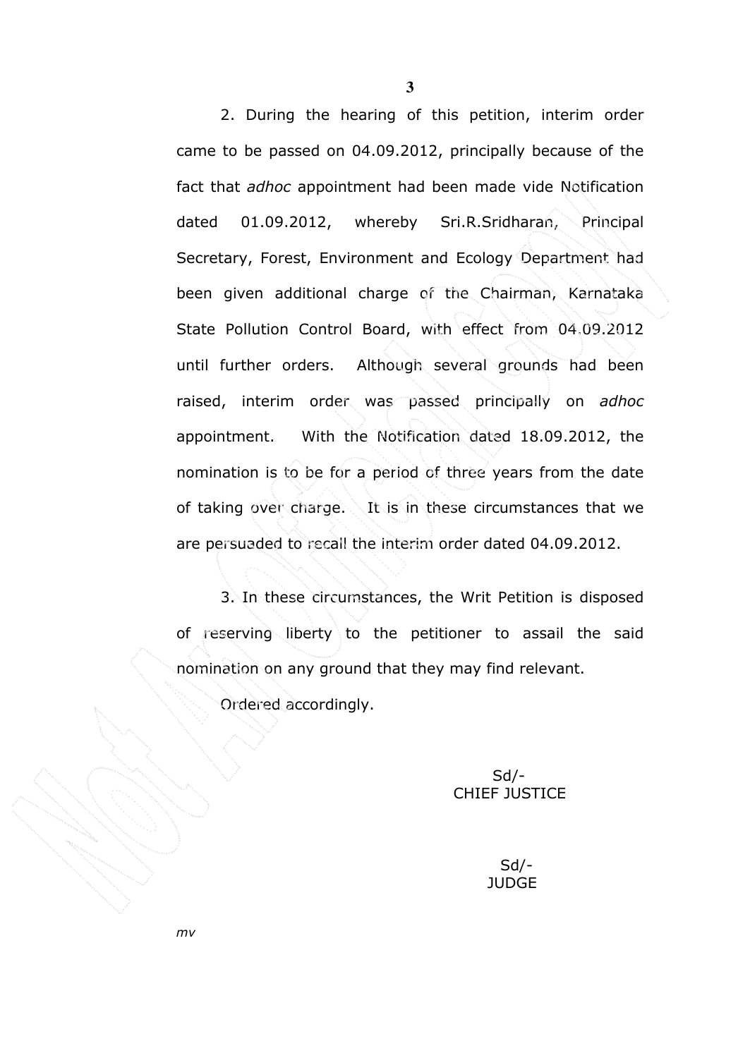2. During the hearing of this petition, interim order came to be passed on 04.09.2012, principally because of the fact that *adhoc* appointment had been made vide Notification dated 01.09.2012, whereby Sri.R.Sridharan, Principal Secretary, Forest, Environment and Ecology Department had been given additional charge of the Chairman, Karnataka State Pollution Control Board, with effect from 04.09.2012 until further orders. Although several grounds had been raised, interim order was passed principally on *adhoc* appointment. With the Notification dated 18.09.2012, the nomination is to be for a period of three years from the date of taking over charge. It is in these circumstances that we are persuaded to recall the interim order dated 04.09.2012.

3. In these circumstances, the Writ Petition is disposed of reserving liberty to the petitioner to assail the said nomination on any ground that they may find relevant.

Ordered accordingly.

Sd/-
CHIEF JUSTICE

Sd/-
JUDGE

*mv*